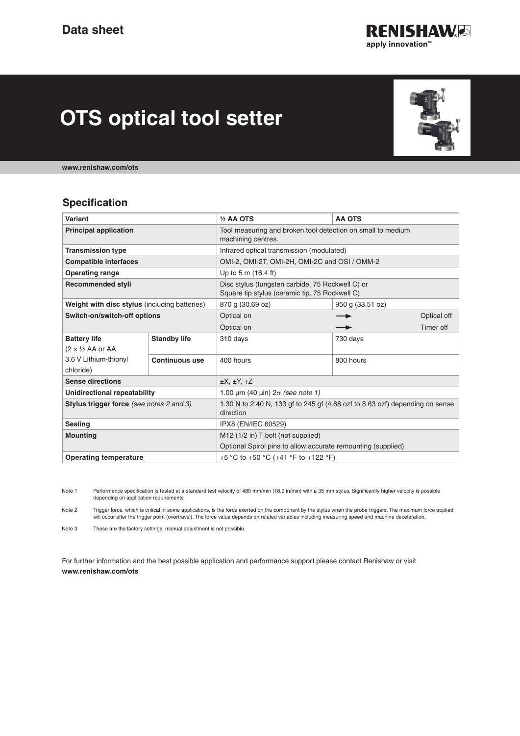# Data sheet

# OTS optical tool setter

**www.renishaw.com/ots**

## Specification

| Variant | | ½ AA OTS | AA OTS |
|---|---|---|---|
| **Principal application** | | Tool measuring and broken tool detection on small to medium machining centres. | |
| **Transmission type** | | Infrared optical transmission (modulated) | |
| **Compatible interfaces** | | OMI-2, OMI-2T, OMI-2H, OMI-2C and OSI / OMM-2 | |
| **Operating range** | | Up to 5 m (16.4 ft) | |
| **Recommended styli** | | Disc stylus (tungsten carbide, 75 Rockwell C) or Square tip stylus (ceramic tip, 75 Rockwell C) | |
| **Weight with disc stylus** (including batteries) | | 870 g (30.69 oz) | 950 g (33.51 oz) |
| **Switch-on/switch-off options** | | Optical on → Optical off<br>Optical on → Timer off | |
| **Battery life** (2 × ½ AA or AA 3.6 V Lithium-thionyl chloride) | **Standby life** | 310 days | 730 days |
| | **Continuous use** | 400 hours | 800 hours |
| **Sense directions** | | ±X, ±Y, +Z | |
| **Unidirectional repeatability** | | 1.00 µm (40 µin) 2σ *(see note 1)* | |
| **Stylus trigger force** *(see notes 2 and 3)* | | 1.30 N to 2.40 N, 133 gf to 245 gf (4.68 ozf to 8.63 ozf) depending on sense direction | |
| **Sealing** | | IPX8 (EN/IEC 60529) | |
| **Mounting** | | M12 (1/2 in) T bolt (not supplied)<br>Optional Spirol pins to allow accurate remounting (supplied) | |
| **Operating temperature** | | +5 °C to +50 °C (+41 °F to +122 °F) | |

Note 1 Performance specification is tested at a standard test velocity of 480 mm/min (18.9 in/min) with a 35 mm stylus. Significantly higher velocity is possible depending on application requirements.

Note 2 Trigger force, which is critical in some applications, is the force exerted on the component by the stylus when the probe triggers. The maximum force applied will occur after the trigger point (overtravel). The force value depends on related variables including measuring speed and machine deceleration.

Note 3 These are the factory settings, manual adjustment is not possible.

For further information and the best possible application and performance support please contact Renishaw or visit **www.renishaw.com/ots**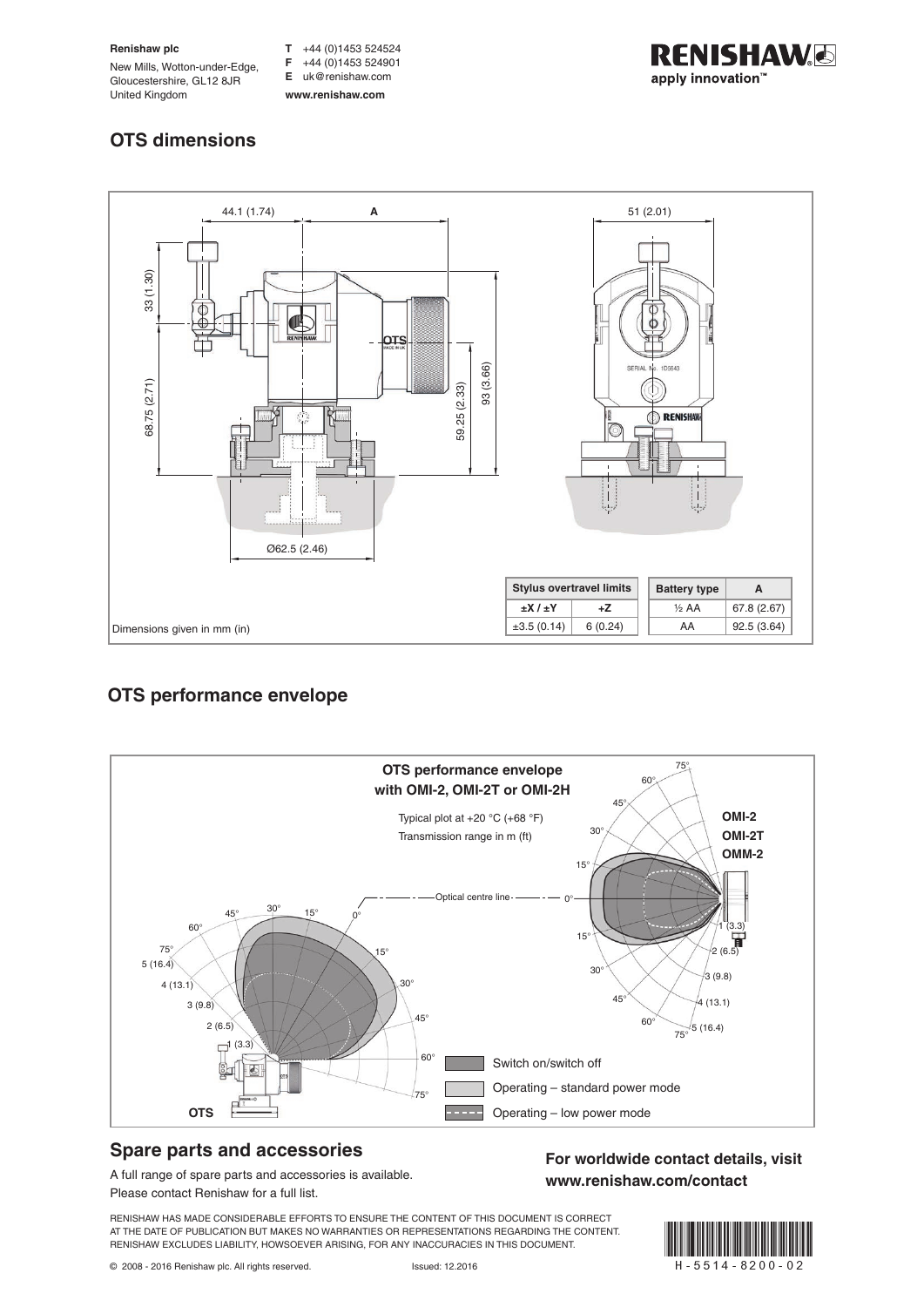Renishaw plc

New Mills, Wotton-under-Edge, Gloucestershire, GL12 8JR United Kingdom

**T** +44 (0)1453 524524
**F** +44 (0)1453 524901
**E** uk@renishaw.com

**www.renishaw.com**

RENISHAW apply innovation™

## OTS dimensions

44.1 (1.74)
A
51 (2.01)
33 (1.30)
68.75 (2.71)
59.25 (2.33)
93 (3.66)
Ø62.5 (2.46)

Dimensions given in mm (in)

| Stylus overtravel limits | |
|---|---|
| ±X / ±Y | +Z |
| ±3.5 (0.14) | 6 (0.24) |

| Battery type | A |
|---|---|
| ½ AA | 67.8 (2.67) |
| AA | 92.5 (3.64) |

## OTS performance envelope

**OTS performance envelope with OMI-2, OMI-2T or OMI-2H**

Typical plot at +20 °C (+68 °F)
Transmission range in m (ft)

Optical centre line

OMI-2
OMI-2T
OMM-2

OTS

0° 15° 30° 45° 60° 75°

1 (3.3)
2 (6.5)
3 (9.8)
4 (13.1)
5 (16.4)

Switch on/switch off
Operating – standard power mode
Operating – low power mode

## Spare parts and accessories

A full range of spare parts and accessories is available.
Please contact Renishaw for a full list.

**For worldwide contact details, visit www.renishaw.com/contact**

RENISHAW HAS MADE CONSIDERABLE EFFORTS TO ENSURE THE CONTENT OF THIS DOCUMENT IS CORRECT AT THE DATE OF PUBLICATION BUT MAKES NO WARRANTIES OR REPRESENTATIONS REGARDING THE CONTENT. RENISHAW EXCLUDES LIABILITY, HOWSOEVER ARISING, FOR ANY INACCURACIES IN THIS DOCUMENT.

© 2008 - 2016 Renishaw plc. All rights reserved.

Issued: 12.2016

H-5514-8200-02